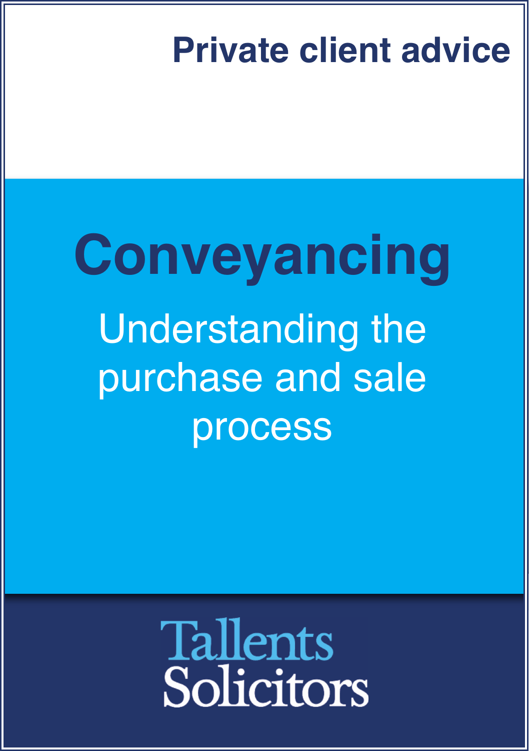Private client advice

# Conveyancing

## Understanding the purchase and sale process

Tallents Solicitors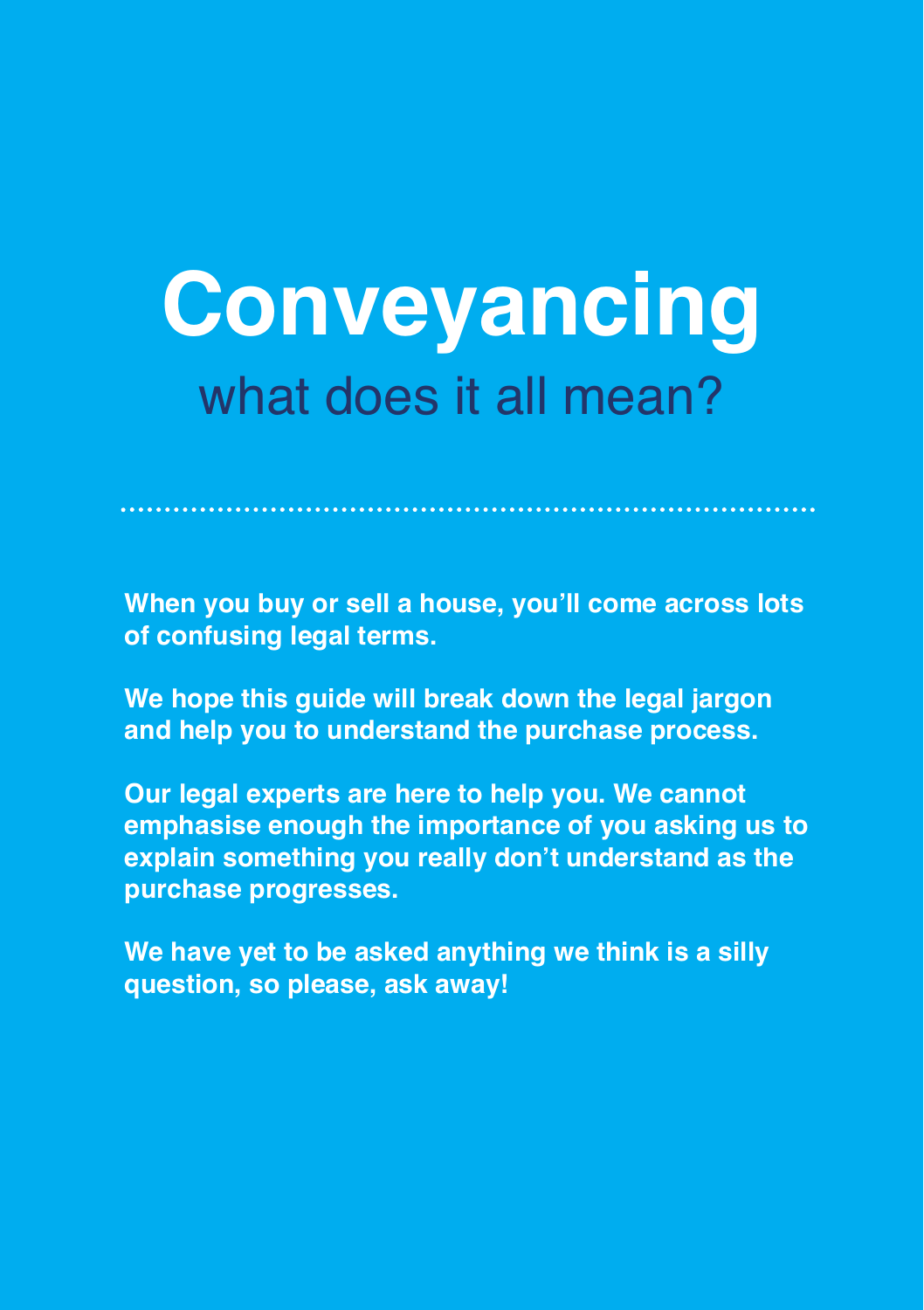# Conveyancing

## what does it all mean?

**When you buy or sell a house, you'll come across lots of confusing legal terms.**

**We hope this guide will break down the legal jargon and help you to understand the purchase process.**

**Our legal experts are here to help you. We cannot emphasise enough the importance of you asking us to explain something you really don't understand as the purchase progresses.**

**We have yet to be asked anything we think is a silly question, so please, ask away!**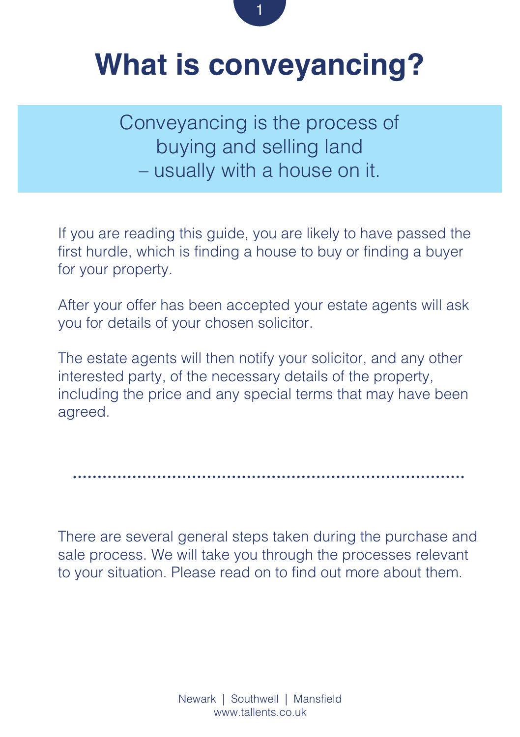# What is conveyancing?

Conveyancing is the process of buying and selling land – usually with a house on it.

If you are reading this guide, you are likely to have passed the first hurdle, which is finding a house to buy or finding a buyer for your property.

After your offer has been accepted your estate agents will ask you for details of your chosen solicitor.

The estate agents will then notify your solicitor, and any other interested party, of the necessary details of the property, including the price and any special terms that may have been agreed.

---

There are several general steps taken during the purchase and sale process. We will take you through the processes relevant to your situation. Please read on to find out more about them.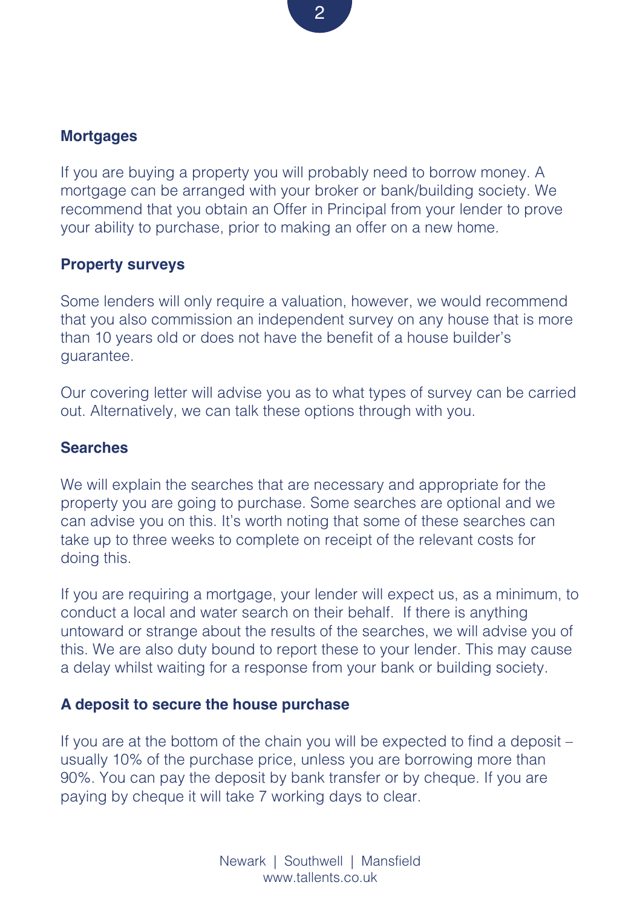## Mortgages

If you are buying a property you will probably need to borrow money. A mortgage can be arranged with your broker or bank/building society. We recommend that you obtain an Offer in Principal from your lender to prove your ability to purchase, prior to making an offer on a new home.

## Property surveys

Some lenders will only require a valuation, however, we would recommend that you also commission an independent survey on any house that is more than 10 years old or does not have the benefit of a house builder's guarantee.

Our covering letter will advise you as to what types of survey can be carried out. Alternatively, we can talk these options through with you.

## Searches

We will explain the searches that are necessary and appropriate for the property you are going to purchase. Some searches are optional and we can advise you on this. It's worth noting that some of these searches can take up to three weeks to complete on receipt of the relevant costs for doing this.

If you are requiring a mortgage, your lender will expect us, as a minimum, to conduct a local and water search on their behalf. If there is anything untoward or strange about the results of the searches, we will advise you of this. We are also duty bound to report these to your lender. This may cause a delay whilst waiting for a response from your bank or building society.

## A deposit to secure the house purchase

If you are at the bottom of the chain you will be expected to find a deposit – usually 10% of the purchase price, unless you are borrowing more than 90%. You can pay the deposit by bank transfer or by cheque. If you are paying by cheque it will take 7 working days to clear.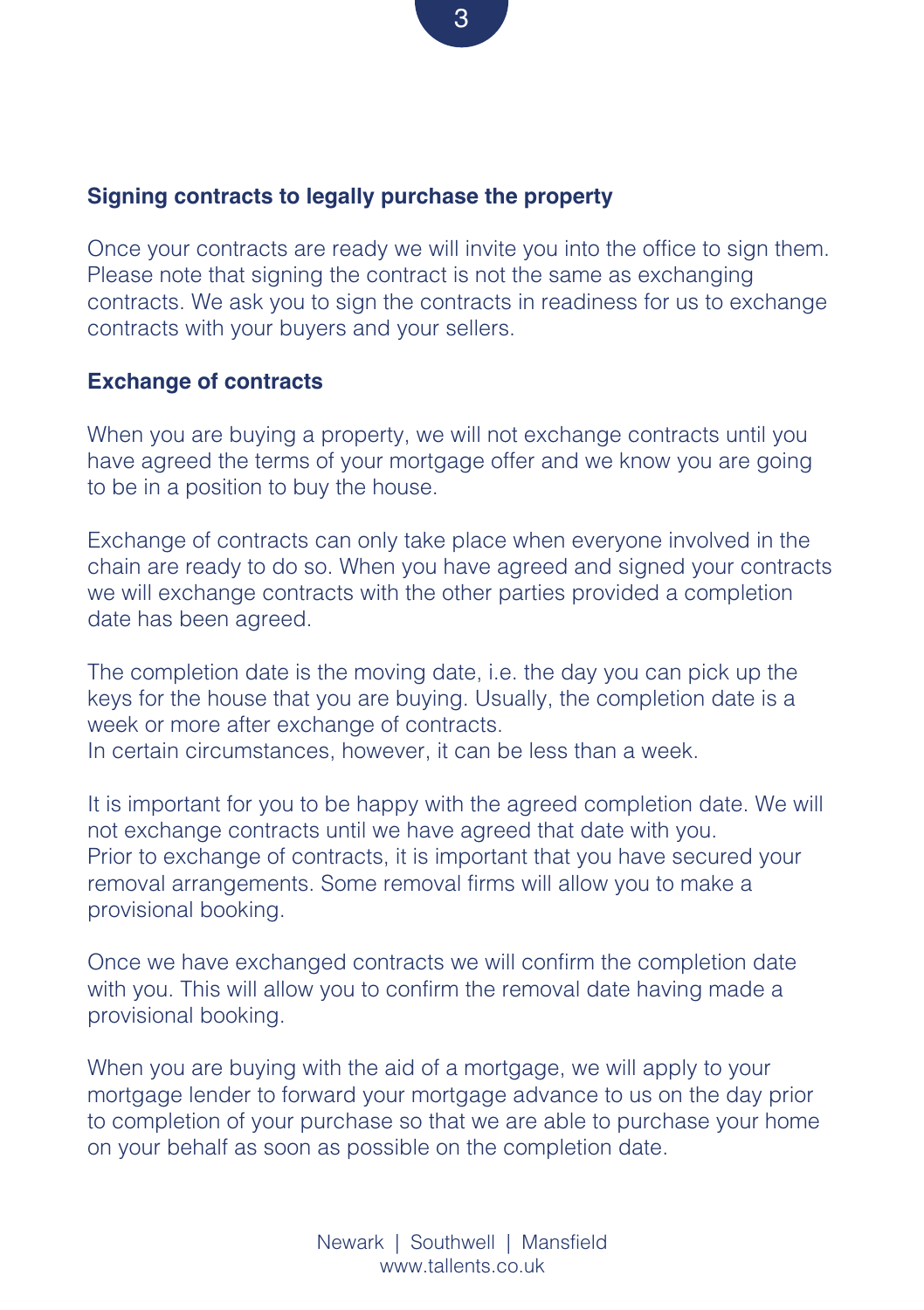## Signing contracts to legally purchase the property

Once your contracts are ready we will invite you into the office to sign them. Please note that signing the contract is not the same as exchanging contracts. We ask you to sign the contracts in readiness for us to exchange contracts with your buyers and your sellers.

## Exchange of contracts

When you are buying a property, we will not exchange contracts until you have agreed the terms of your mortgage offer and we know you are going to be in a position to buy the house.

Exchange of contracts can only take place when everyone involved in the chain are ready to do so. When you have agreed and signed your contracts we will exchange contracts with the other parties provided a completion date has been agreed.

The completion date is the moving date, i.e. the day you can pick up the keys for the house that you are buying. Usually, the completion date is a week or more after exchange of contracts.
In certain circumstances, however, it can be less than a week.

It is important for you to be happy with the agreed completion date. We will not exchange contracts until we have agreed that date with you.
Prior to exchange of contracts, it is important that you have secured your removal arrangements. Some removal firms will allow you to make a provisional booking.

Once we have exchanged contracts we will confirm the completion date with you. This will allow you to confirm the removal date having made a provisional booking.

When you are buying with the aid of a mortgage, we will apply to your mortgage lender to forward your mortgage advance to us on the day prior to completion of your purchase so that we are able to purchase your home on your behalf as soon as possible on the completion date.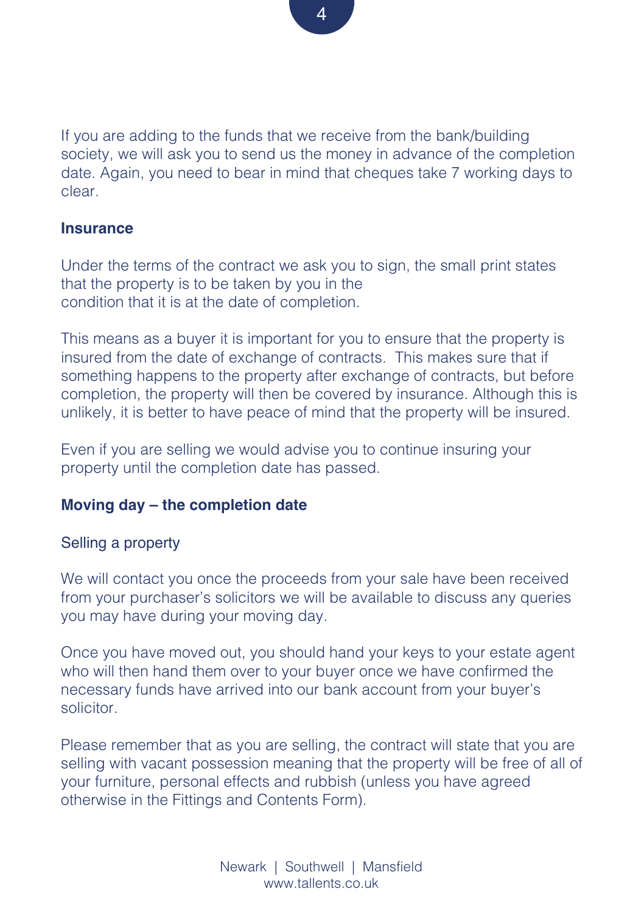If you are adding to the funds that we receive from the bank/building society, we will ask you to send us the money in advance of the completion date. Again, you need to bear in mind that cheques take 7 working days to clear.

## Insurance

Under the terms of the contract we ask you to sign, the small print states that the property is to be taken by you in the condition that it is at the date of completion.

This means as a buyer it is important for you to ensure that the property is insured from the date of exchange of contracts. This makes sure that if something happens to the property after exchange of contracts, but before completion, the property will then be covered by insurance. Although this is unlikely, it is better to have peace of mind that the property will be insured.

Even if you are selling we would advise you to continue insuring your property until the completion date has passed.

## Moving day – the completion date

### Selling a property

We will contact you once the proceeds from your sale have been received from your purchaser's solicitors we will be available to discuss any queries you may have during your moving day.

Once you have moved out, you should hand your keys to your estate agent who will then hand them over to your buyer once we have confirmed the necessary funds have arrived into our bank account from your buyer's solicitor.

Please remember that as you are selling, the contract will state that you are selling with vacant possession meaning that the property will be free of all of your furniture, personal effects and rubbish (unless you have agreed otherwise in the Fittings and Contents Form).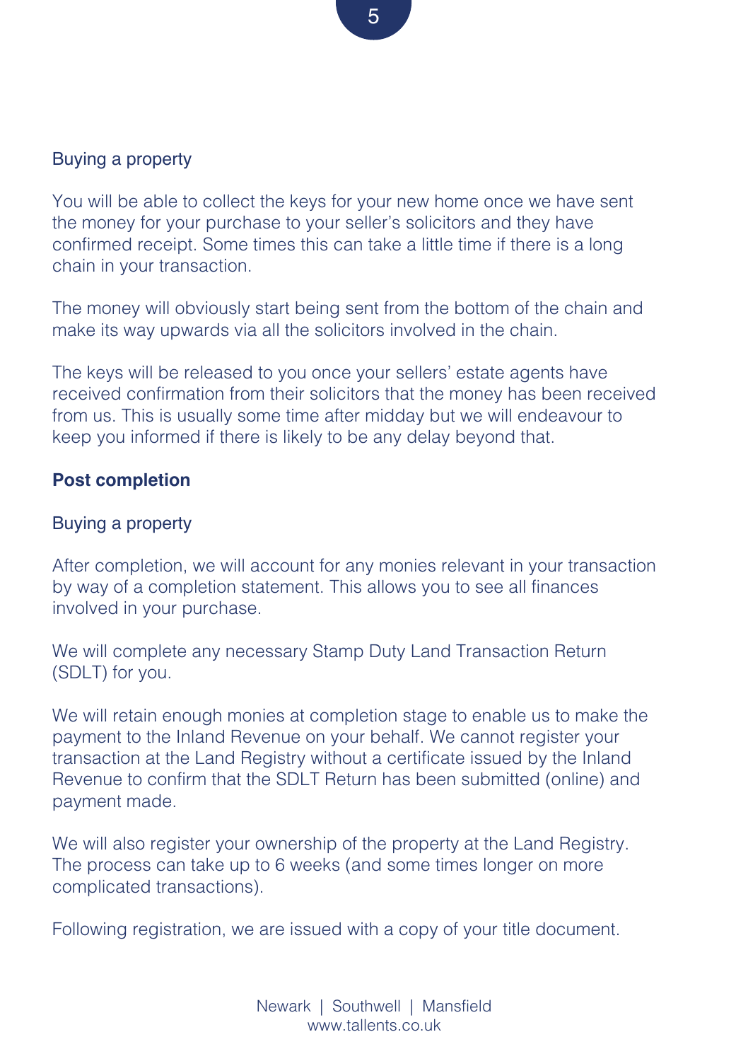### Buying a property

You will be able to collect the keys for your new home once we have sent the money for your purchase to your seller's solicitors and they have confirmed receipt. Some times this can take a little time if there is a long chain in your transaction.

The money will obviously start being sent from the bottom of the chain and make its way upwards via all the solicitors involved in the chain.

The keys will be released to you once your sellers' estate agents have received confirmation from their solicitors that the money has been received from us. This is usually some time after midday but we will endeavour to keep you informed if there is likely to be any delay beyond that.

## Post completion

### Buying a property

After completion, we will account for any monies relevant in your transaction by way of a completion statement. This allows you to see all finances involved in your purchase.

We will complete any necessary Stamp Duty Land Transaction Return (SDLT) for you.

We will retain enough monies at completion stage to enable us to make the payment to the Inland Revenue on your behalf. We cannot register your transaction at the Land Registry without a certificate issued by the Inland Revenue to confirm that the SDLT Return has been submitted (online) and payment made.

We will also register your ownership of the property at the Land Registry. The process can take up to 6 weeks (and some times longer on more complicated transactions).

Following registration, we are issued with a copy of your title document.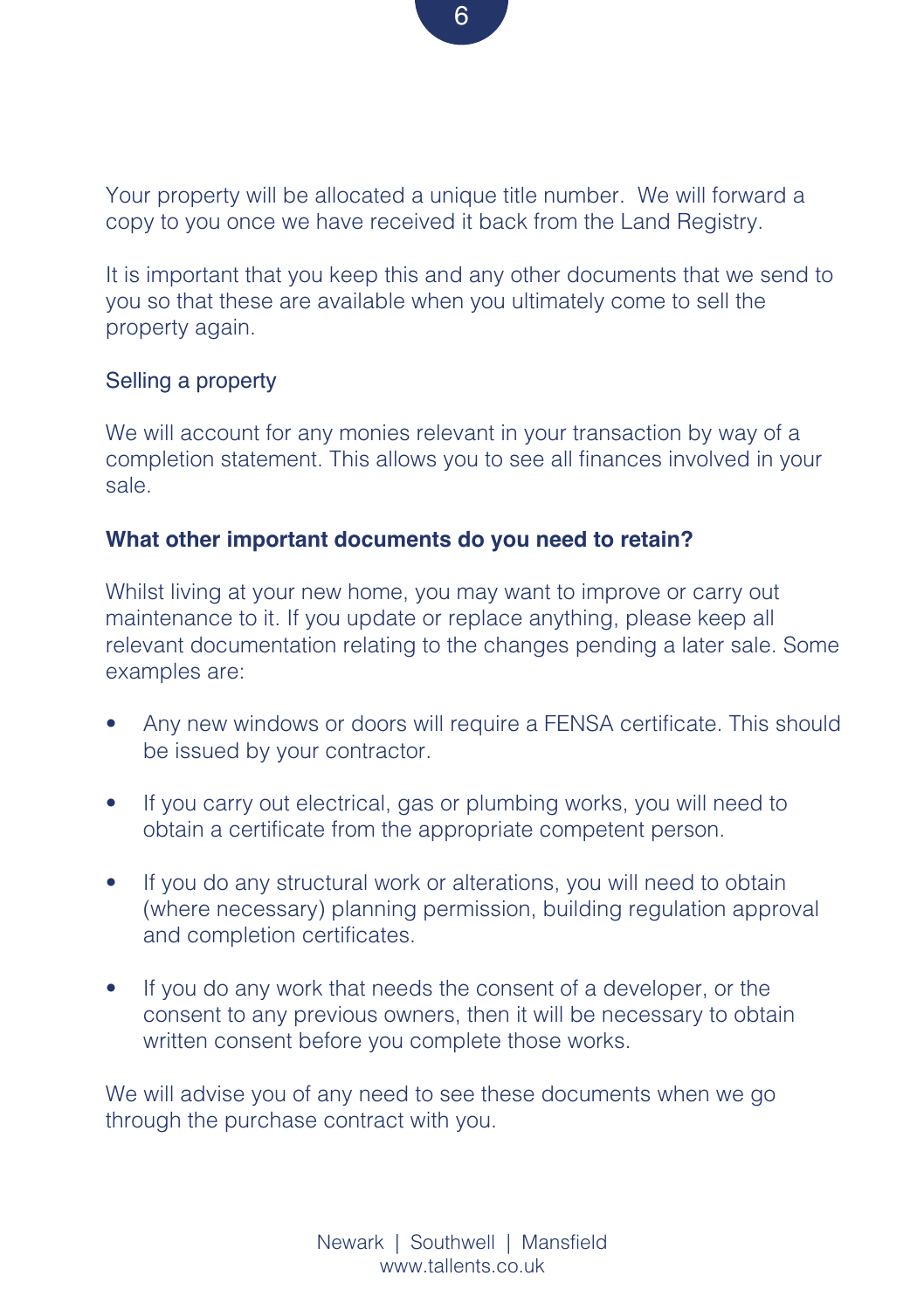Your property will be allocated a unique title number. We will forward a copy to you once we have received it back from the Land Registry.

It is important that you keep this and any other documents that we send to you so that these are available when you ultimately come to sell the property again.

Selling a property

We will account for any monies relevant in your transaction by way of a completion statement. This allows you to see all finances involved in your sale.

**What other important documents do you need to retain?**

Whilst living at your new home, you may want to improve or carry out maintenance to it. If you update or replace anything, please keep all relevant documentation relating to the changes pending a later sale. Some examples are:

- Any new windows or doors will require a FENSA certificate. This should be issued by your contractor.
- If you carry out electrical, gas or plumbing works, you will need to obtain a certificate from the appropriate competent person.
- If you do any structural work or alterations, you will need to obtain (where necessary) planning permission, building regulation approval and completion certificates.
- If you do any work that needs the consent of a developer, or the consent to any previous owners, then it will be necessary to obtain written consent before you complete those works.

We will advise you of any need to see these documents when we go through the purchase contract with you.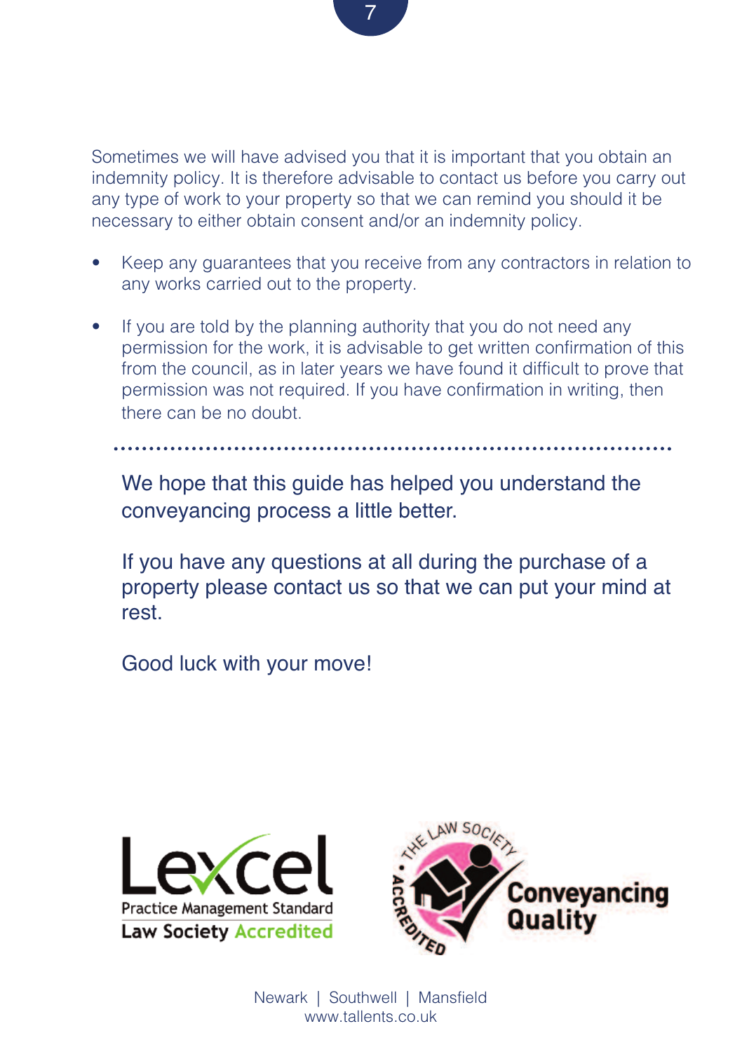Sometimes we will have advised you that it is important that you obtain an indemnity policy. It is therefore advisable to contact us before you carry out any type of work to your property so that we can remind you should it be necessary to either obtain consent and/or an indemnity policy.

- Keep any guarantees that you receive from any contractors in relation to any works carried out to the property.
- If you are told by the planning authority that you do not need any permission for the work, it is advisable to get written confirmation of this from the council, as in later years we have found it difficult to prove that permission was not required. If you have confirmation in writing, then there can be no doubt.

---

We hope that this guide has helped you understand the conveyancing process a little better.

If you have any questions at all during the purchase of a property please contact us so that we can put your mind at rest.

Good luck with your move!

Lexcel Practice Management Standard Law Society Accredited

The Law Society Accredited Conveyancing Quality

Newark | Southwell | Mansfield
www.tallents.co.uk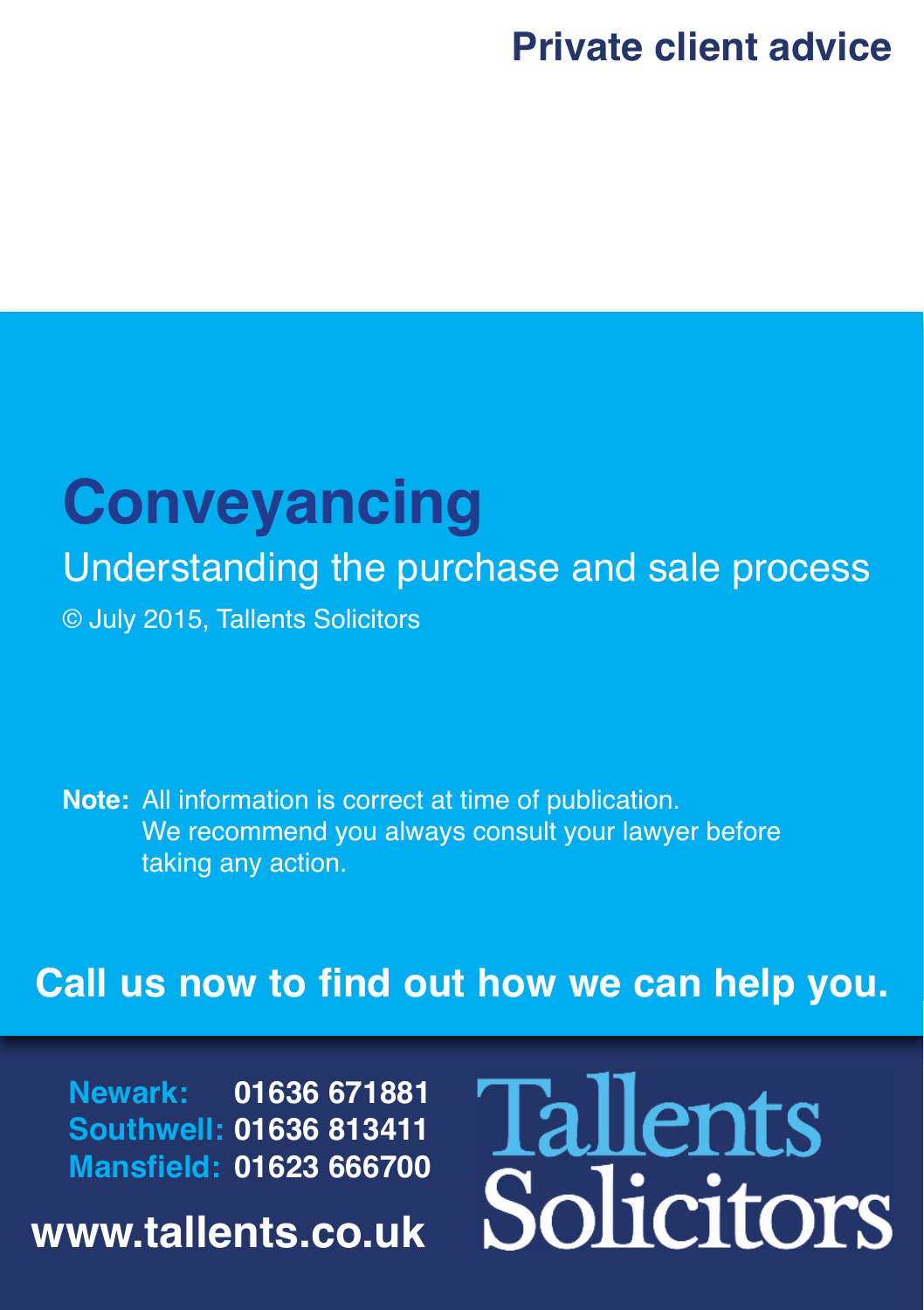**Private client advice**

# Conveyancing

## Understanding the purchase and sale process

© July 2015, Tallents Solicitors

**Note:** All information is correct at time of publication. We recommend you always consult your lawyer before taking any action.

**Call us now to find out how we can help you.**

**Newark:** **01636 671881**
**Southwell:** **01636 813411**
**Mansfield:** **01623 666700**

**www.tallents.co.uk**

Tallents Solicitors